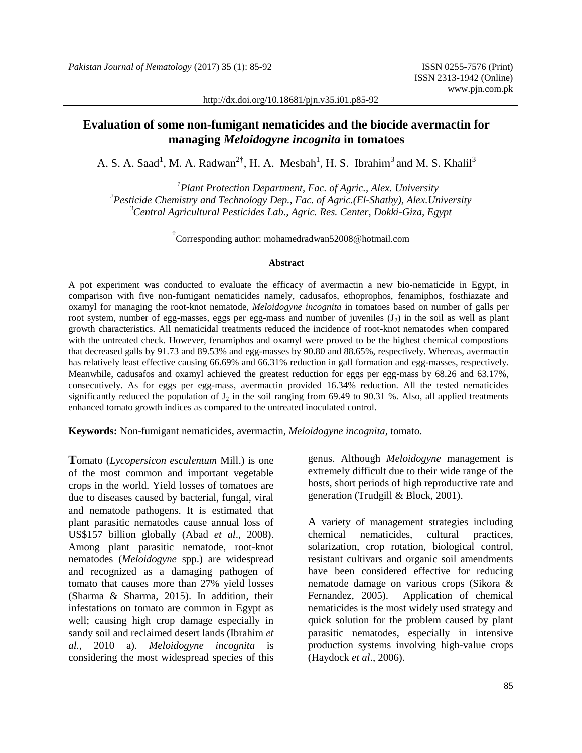# Evaluation of some non-fumigant nematicides and the biocide avermactin for managing *Meloidogyne incognita* in tomatoes

A. S. A. Saad[1], M. A. Radwan[2†], H. A. Mesbah[1], H. S. Ibrahim[3] and M. S. Khalil[3]

[1] *Plant Protection Department, Fac. of Agric., Alex. University*
[2] *Pesticide Chemistry and Technology Dep., Fac. of Agric.(El-Shatby), Alex.University*
[3] *Central Agricultural Pesticides Lab., Agric. Res. Center, Dokki-Giza, Egypt*

[†] Corresponding author: mohamedradwan52008@hotmail.com

http://dx.doi.org/10.18681/pjn.v35.i01.p85-92

#### Abstract

A pot experiment was conducted to evaluate the efficacy of avermactin a new bio-nematicide in Egypt, in comparison with five non-fumigant nematicides namely, cadusafos, ethoprophos, fenamiphos, fosthiazate and oxamyl for managing the root-knot nematode, *Meloidogyne incognita* in tomatoes based on number of galls per root system, number of egg-masses, eggs per egg-mass and number of juveniles ($J_2$) in the soil as well as plant growth characteristics. All nematicidal treatments reduced the incidence of root-knot nematodes when compared with the untreated check. However, fenamiphos and oxamyl were proved to be the highest chemical compostions that decreased galls by 91.73 and 89.53% and egg-masses by 90.80 and 88.65%, respectively. Whereas, avermactin has relatively least effective causing 66.69% and 66.31% reduction in gall formation and egg-masses, respectively. Meanwhile, cadusafos and oxamyl achieved the greatest reduction for eggs per egg-mass by 68.26 and 63.17%, consecutively. As for eggs per egg-mass, avermactin provided 16.34% reduction. All the tested nematicides significantly reduced the population of $J_2$ in the soil ranging from 69.49 to 90.31 %. Also, all applied treatments enhanced tomato growth indices as compared to the untreated inoculated control.

**Keywords:** Non-fumigant nematicides, avermactin, *Meloidogyne incognita*, tomato.

**T**omato (*Lycopersicon esculentum* Mill.) is one of the most common and important vegetable crops in the world. Yield losses of tomatoes are due to diseases caused by bacterial, fungal, viral and nematode pathogens. It is estimated that plant parasitic nematodes cause annual loss of US$157 billion globally (Abad *et al*., 2008). Among plant parasitic nematode, root-knot nematodes (*Meloidogyne* spp.) are widespread and recognized as a damaging pathogen of tomato that causes more than 27% yield losses (Sharma & Sharma, 2015). In addition, their infestations on tomato are common in Egypt as well; causing high crop damage especially in sandy soil and reclaimed desert lands (Ibrahim *et al.*, 2010 a). *Meloidogyne incognita* is considering the most widespread species of this genus. Although *Meloidogyne* management is extremely difficult due to their wide range of the hosts, short periods of high reproductive rate and generation (Trudgill & Block, 2001).

A variety of management strategies including chemical nematicides, cultural practices, solarization, crop rotation, biological control, resistant cultivars and organic soil amendments have been considered effective for reducing nematode damage on various crops (Sikora & Fernandez, 2005). Application of chemical nematicides is the most widely used strategy and quick solution for the problem caused by plant parasitic nematodes, especially in intensive production systems involving high-value crops (Haydock *et al*., 2006).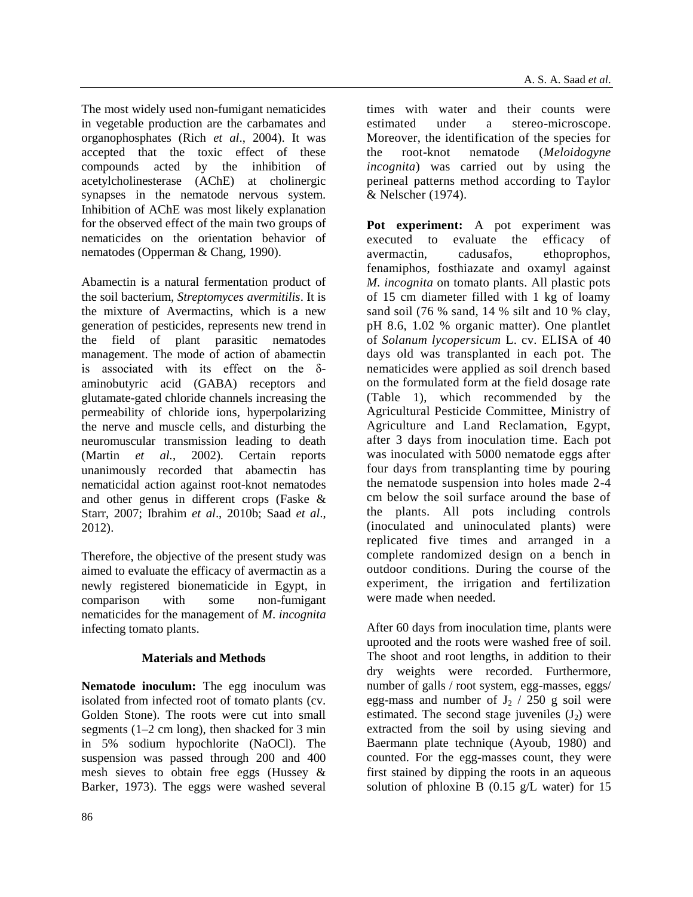The most widely used non-fumigant nematicides in vegetable production are the carbamates and organophosphates (Rich *et al*., 2004). It was accepted that the toxic effect of these compounds acted by the inhibition of acetylcholinesterase (AChE) at cholinergic synapses in the nematode nervous system. Inhibition of AChE was most likely explanation for the observed effect of the main two groups of nematicides on the orientation behavior of nematodes (Opperman & Chang, 1990).

Abamectin is a natural fermentation product of the soil bacterium, *Streptomyces avermitilis*. It is the mixture of Avermactins, which is a new generation of pesticides, represents new trend in the field of plant parasitic nematodes management. The mode of action of abamectin is associated with its effect on the δ-aminobutyric acid (GABA) receptors and glutamate-gated chloride channels increasing the permeability of chloride ions, hyperpolarizing the nerve and muscle cells, and disturbing the neuromuscular transmission leading to death (Martin *et al.*, 2002). Certain reports unanimously recorded that abamectin has nematicidal action against root-knot nematodes and other genus in different crops (Faske & Starr, 2007; Ibrahim *et al*., 2010b; Saad *et al*., 2012).

Therefore, the objective of the present study was aimed to evaluate the efficacy of avermactin as a newly registered bionematicide in Egypt, in comparison with some non-fumigant nematicides for the management of *M. incognita* infecting tomato plants.

## Materials and Methods

**Nematode inoculum:** The egg inoculum was isolated from infected root of tomato plants (cv. Golden Stone). The roots were cut into small segments (1–2 cm long), then shacked for 3 min in 5% sodium hypochlorite (NaOCl). The suspension was passed through 200 and 400 mesh sieves to obtain free eggs (Hussey & Barker, 1973). The eggs were washed several times with water and their counts were estimated under a stereo-microscope. Moreover, the identification of the species for the root-knot nematode (*Meloidogyne incognita*) was carried out by using the perineal patterns method according to Taylor & Nelscher (1974).

**Pot experiment:** A pot experiment was executed to evaluate the efficacy of avermactin, cadusafos, ethoprophos, fenamiphos, fosthiazate and oxamyl against *M. incognita* on tomato plants. All plastic pots of 15 cm diameter filled with 1 kg of loamy sand soil (76 % sand, 14 % silt and 10 % clay, pH 8.6, 1.02 % organic matter). One plantlet of *Solanum lycopersicum* L. cv. ELISA of 40 days old was transplanted in each pot. The nematicides were applied as soil drench based on the formulated form at the field dosage rate (Table 1), which recommended by the Agricultural Pesticide Committee, Ministry of Agriculture and Land Reclamation, Egypt, after 3 days from inoculation time. Each pot was inoculated with 5000 nematode eggs after four days from transplanting time by pouring the nematode suspension into holes made 2-4 cm below the soil surface around the base of the plants. All pots including controls (inoculated and uninoculated plants) were replicated five times and arranged in a complete randomized design on a bench in outdoor conditions. During the course of the experiment, the irrigation and fertilization were made when needed.

After 60 days from inoculation time, plants were uprooted and the roots were washed free of soil. The shoot and root lengths, in addition to their dry weights were recorded. Furthermore, number of galls / root system, egg-masses, eggs/ egg-mass and number of $J_2$ / 250 g soil were estimated. The second stage juveniles ($J_2$) were extracted from the soil by using sieving and Baermann plate technique (Ayoub, 1980) and counted. For the egg-masses count, they were first stained by dipping the roots in an aqueous solution of phloxine B (0.15 g/L water) for 15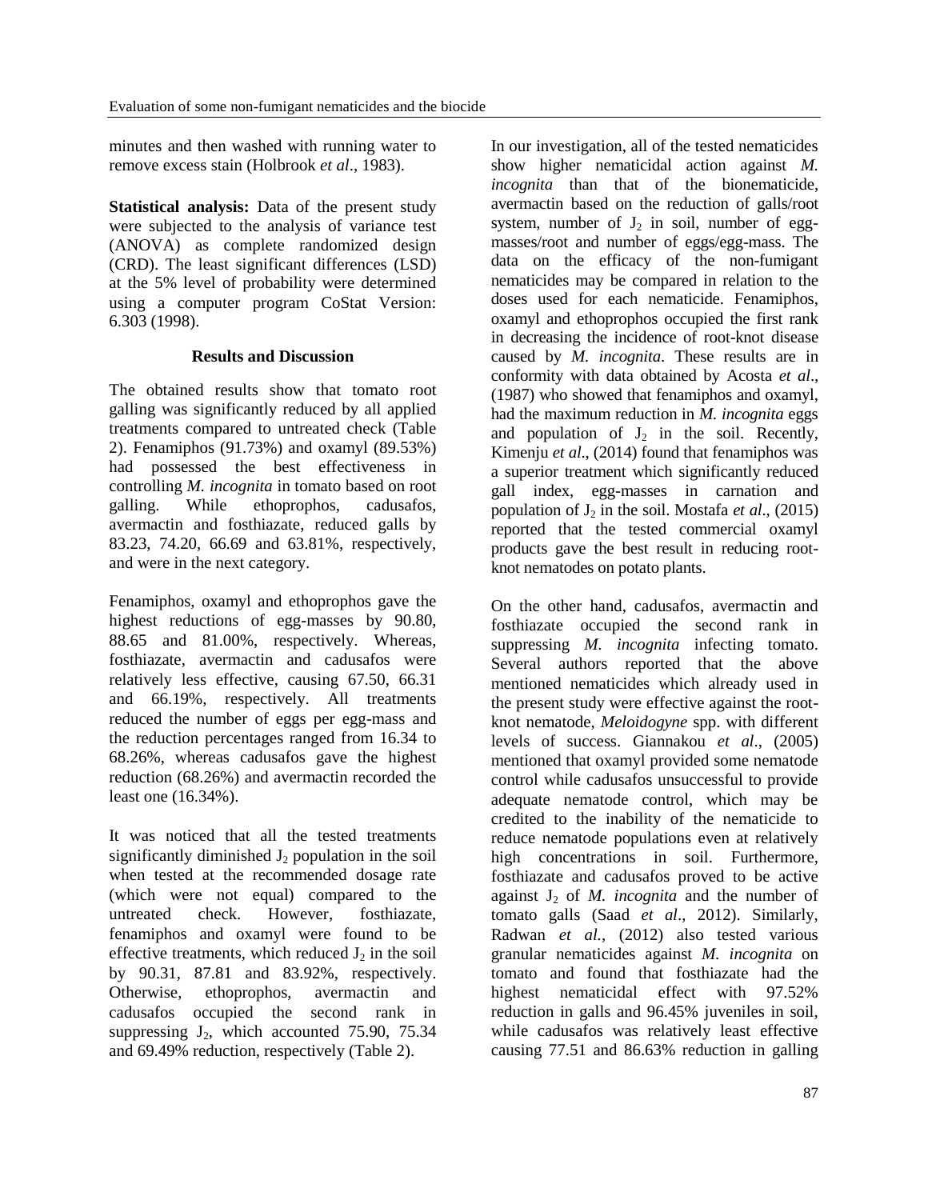minutes and then washed with running water to remove excess stain (Holbrook *et al*., 1983).

**Statistical analysis:** Data of the present study were subjected to the analysis of variance test (ANOVA) as complete randomized design (CRD). The least significant differences (LSD) at the 5% level of probability were determined using a computer program CoStat Version: 6.303 (1998).

## Results and Discussion

The obtained results show that tomato root galling was significantly reduced by all applied treatments compared to untreated check (Table 2). Fenamiphos (91.73%) and oxamyl (89.53%) had possessed the best effectiveness in controlling *M. incognita* in tomato based on root galling. While ethoprophos, cadusafos, avermactin and fosthiazate, reduced galls by 83.23, 74.20, 66.69 and 63.81%, respectively, and were in the next category.

Fenamiphos, oxamyl and ethoprophos gave the highest reductions of egg-masses by 90.80, 88.65 and 81.00%, respectively. Whereas, fosthiazate, avermactin and cadusafos were relatively less effective, causing 67.50, 66.31 and 66.19%, respectively. All treatments reduced the number of eggs per egg-mass and the reduction percentages ranged from 16.34 to 68.26%, whereas cadusafos gave the highest reduction (68.26%) and avermactin recorded the least one (16.34%).

It was noticed that all the tested treatments significantly diminished $J_2$ population in the soil when tested at the recommended dosage rate (which were not equal) compared to the untreated check. However, fosthiazate, fenamiphos and oxamyl were found to be effective treatments, which reduced $J_2$ in the soil by 90.31, 87.81 and 83.92%, respectively. Otherwise, ethoprophos, avermactin and cadusafos occupied the second rank in suppressing $J_2$, which accounted 75.90, 75.34 and 69.49% reduction, respectively (Table 2).

In our investigation, all of the tested nematicides show higher nematicidal action against *M. incognita* than that of the bionematicide, avermactin based on the reduction of galls/root system, number of $J_2$ in soil, number of egg-masses/root and number of eggs/egg-mass. The data on the efficacy of the non-fumigant nematicides may be compared in relation to the doses used for each nematicide. Fenamiphos, oxamyl and ethoprophos occupied the first rank in decreasing the incidence of root-knot disease caused by *M. incognita*. These results are in conformity with data obtained by Acosta *et al*., (1987) who showed that fenamiphos and oxamyl, had the maximum reduction in *M. incognita* eggs and population of $J_2$ in the soil. Recently, Kimenju *et al*., (2014) found that fenamiphos was a superior treatment which significantly reduced gall index, egg-masses in carnation and population of $J_2$ in the soil. Mostafa *et al*., (2015) reported that the tested commercial oxamyl products gave the best result in reducing root-knot nematodes on potato plants.

On the other hand, cadusafos, avermactin and fosthiazate occupied the second rank in suppressing *M. incognita* infecting tomato. Several authors reported that the above mentioned nematicides which already used in the present study were effective against the root-knot nematode, *Meloidogyne* spp. with different levels of success. Giannakou *et al*., (2005) mentioned that oxamyl provided some nematode control while cadusafos unsuccessful to provide adequate nematode control, which may be credited to the inability of the nematicide to reduce nematode populations even at relatively high concentrations in soil. Furthermore, fosthiazate and cadusafos proved to be active against $J_2$ of *M. incognita* and the number of tomato galls (Saad *et al*., 2012). Similarly, Radwan *et al.*, (2012) also tested various granular nematicides against *M. incognita* on tomato and found that fosthiazate had the highest nematicidal effect with 97.52% reduction in galls and 96.45% juveniles in soil, while cadusafos was relatively least effective causing 77.51 and 86.63% reduction in galling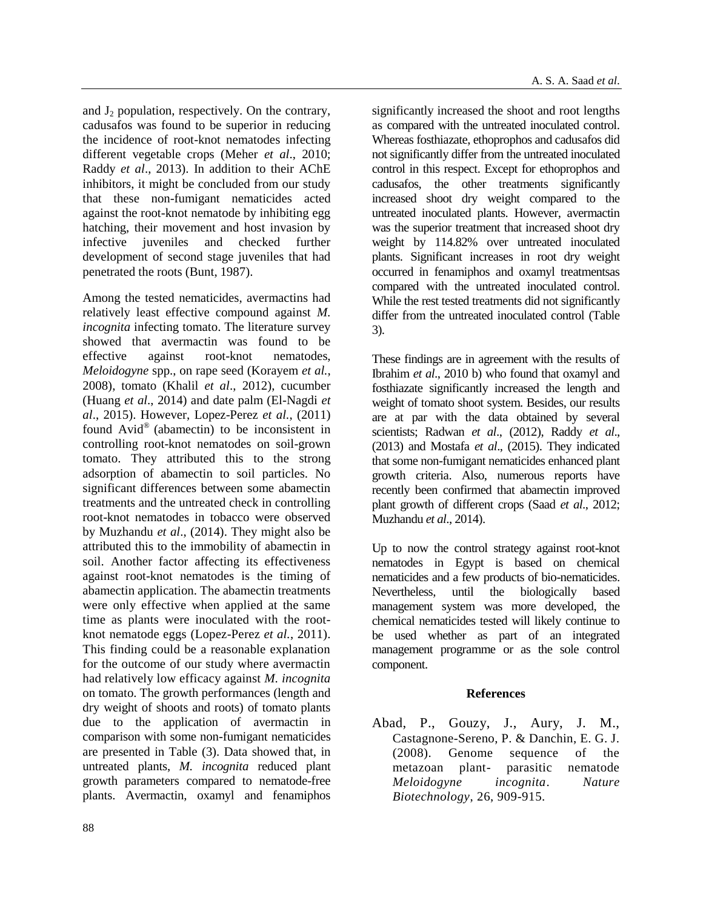and $J_2$ population, respectively. On the contrary, cadusafos was found to be superior in reducing the incidence of root-knot nematodes infecting different vegetable crops (Meher *et al*., 2010; Raddy *et al*., 2013). In addition to their AChE inhibitors, it might be concluded from our study that these non-fumigant nematicides acted against the root-knot nematode by inhibiting egg hatching, their movement and host invasion by infective juveniles and checked further development of second stage juveniles that had penetrated the roots (Bunt, 1987).

Among the tested nematicides, avermactins had relatively least effective compound against *M. incognita* infecting tomato. The literature survey showed that avermactin was found to be effective against root-knot nematodes, *Meloidogyne* spp., on rape seed (Korayem *et al.*, 2008), tomato (Khalil *et al*., 2012), cucumber (Huang *et al*., 2014) and date palm (El-Nagdi *et al*., 2015). However, Lopez-Perez *et al.*, (2011) found Avid® (abamectin) to be inconsistent in controlling root-knot nematodes on soil-grown tomato. They attributed this to the strong adsorption of abamectin to soil particles. No significant differences between some abamectin treatments and the untreated check in controlling root-knot nematodes in tobacco were observed by Muzhandu *et al*., (2014). They might also be attributed this to the immobility of abamectin in soil. Another factor affecting its effectiveness against root-knot nematodes is the timing of abamectin application. The abamectin treatments were only effective when applied at the same time as plants were inoculated with the root-knot nematode eggs (Lopez-Perez *et al.*, 2011). This finding could be a reasonable explanation for the outcome of our study where avermactin had relatively low efficacy against *M. incognita* on tomato. The growth performances (length and dry weight of shoots and roots) of tomato plants due to the application of avermactin in comparison with some non-fumigant nematicides are presented in Table (3). Data showed that, in untreated plants, *M. incognita* reduced plant growth parameters compared to nematode-free plants. Avermactin, oxamyl and fenamiphos significantly increased the shoot and root lengths as compared with the untreated inoculated control. Whereas fosthiazate, ethoprophos and cadusafos did not significantly differ from the untreated inoculated control in this respect. Except for ethoprophos and cadusafos, the other treatments significantly increased shoot dry weight compared to the untreated inoculated plants. However, avermactin was the superior treatment that increased shoot dry weight by 114.82% over untreated inoculated plants. Significant increases in root dry weight occurred in fenamiphos and oxamyl treatmentsas compared with the untreated inoculated control. While the rest tested treatments did not significantly differ from the untreated inoculated control (Table 3).

These findings are in agreement with the results of Ibrahim *et al*., 2010 b) who found that oxamyl and fosthiazate significantly increased the length and weight of tomato shoot system. Besides, our results are at par with the data obtained by several scientists; Radwan *et al*., (2012), Raddy *et al*., (2013) and Mostafa *et al*., (2015). They indicated that some non-fumigant nematicides enhanced plant growth criteria. Also, numerous reports have recently been confirmed that abamectin improved plant growth of different crops (Saad *et al*., 2012; Muzhandu *et al*., 2014).

Up to now the control strategy against root-knot nematodes in Egypt is based on chemical nematicides and a few products of bio-nematicides. Nevertheless, until the biologically based management system was more developed, the chemical nematicides tested will likely continue to be used whether as part of an integrated management programme or as the sole control component.

## References

Abad, P., Gouzy, J., Aury, J. M., Castagnone-Sereno, P. & Danchin, E. G. J. (2008). Genome sequence of the metazoan plant- parasitic nematode *Meloidogyne incognita*. *Nature Biotechnology*, 26, 909-915.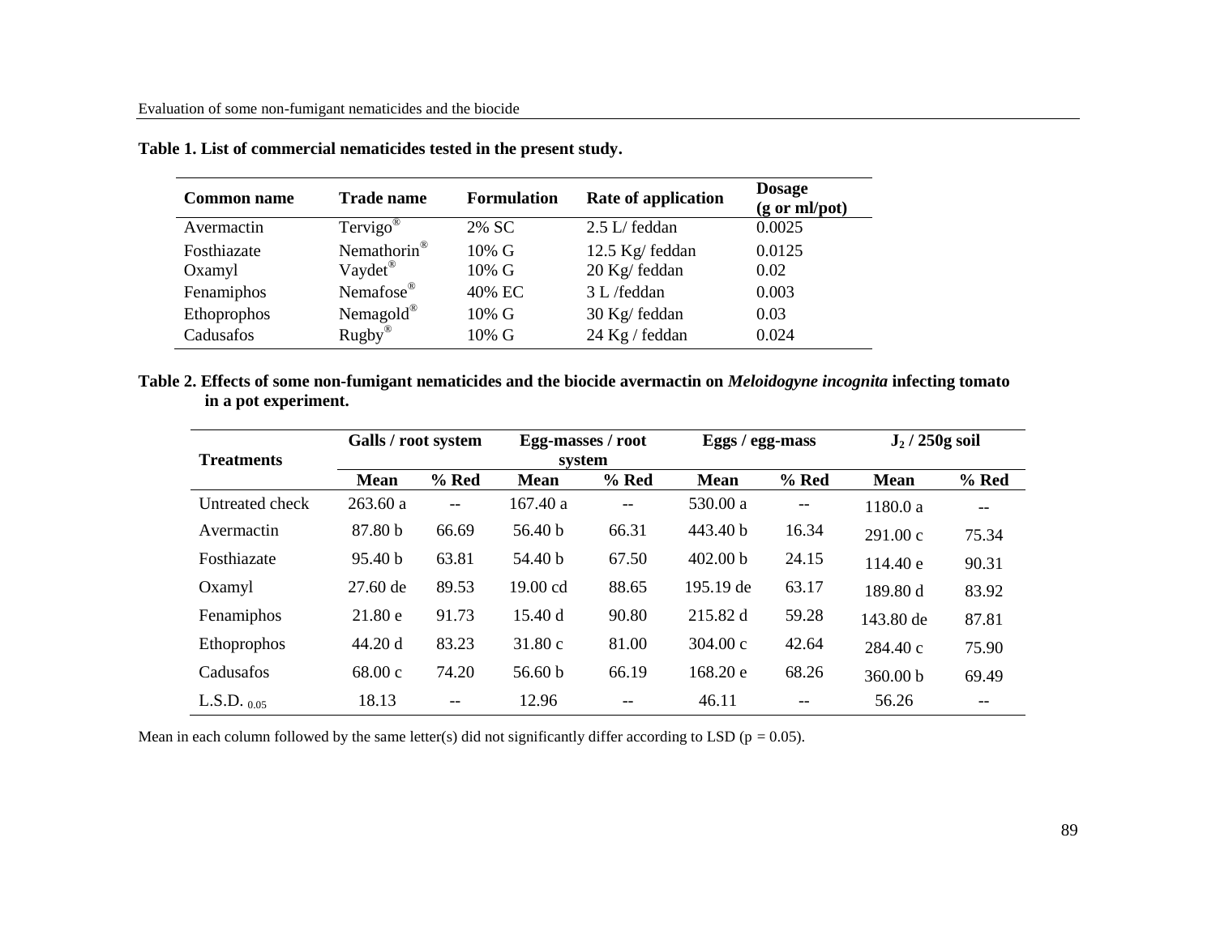**Table 1. List of commercial nematicides tested in the present study.**

| Common name | Trade name | Formulation | Rate of application | Dosage (g or ml/pot) |
|---|---|---|---|---|
| Avermactin | Tervigo® | 2% SC | 2.5 L/ feddan | 0.0025 |
| Fosthiazate | Nemathorin® | 10% G | 12.5 Kg/ feddan | 0.0125 |
| Oxamyl | Vaydet® | 10% G | 20 Kg/ feddan | 0.02 |
| Fenamiphos | Nemafose® | 40% EC | 3 L /feddan | 0.003 |
| Ethoprophos | Nemagold® | 10% G | 30 Kg/ feddan | 0.03 |
| Cadusafos | Rugby® | 10% G | 24 Kg / feddan | 0.024 |

**Table 2. Effects of some non-fumigant nematicides and the biocide avermactin on *Meloidogyne incognita* infecting tomato in a pot experiment.**

| Treatments | Galls / root system | | Egg-masses / root system | | Eggs / egg-mass | | $J_2$ / 250g soil | |
|---|---|---|---|---|---|---|---|---|
| | **Mean** | **% Red** | **Mean** | **% Red** | **Mean** | **% Red** | **Mean** | **% Red** |
| Untreated check | 263.60 a | -- | 167.40 a | -- | 530.00 a | -- | 1180.0 a | -- |
| Avermactin | 87.80 b | 66.69 | 56.40 b | 66.31 | 443.40 b | 16.34 | 291.00 c | 75.34 |
| Fosthiazate | 95.40 b | 63.81 | 54.40 b | 67.50 | 402.00 b | 24.15 | 114.40 e | 90.31 |
| Oxamyl | 27.60 de | 89.53 | 19.00 cd | 88.65 | 195.19 de | 63.17 | 189.80 d | 83.92 |
| Fenamiphos | 21.80 e | 91.73 | 15.40 d | 90.80 | 215.82 d | 59.28 | 143.80 de | 87.81 |
| Ethoprophos | 44.20 d | 83.23 | 31.80 c | 81.00 | 304.00 c | 42.64 | 284.40 c | 75.90 |
| Cadusafos | 68.00 c | 74.20 | 56.60 b | 66.19 | 168.20 e | 68.26 | 360.00 b | 69.49 |
| L.S.D. $_{0.05}$ | 18.13 | -- | 12.96 | -- | 46.11 | -- | 56.26 | -- |

Mean in each column followed by the same letter(s) did not significantly differ according to LSD ($p = 0.05$).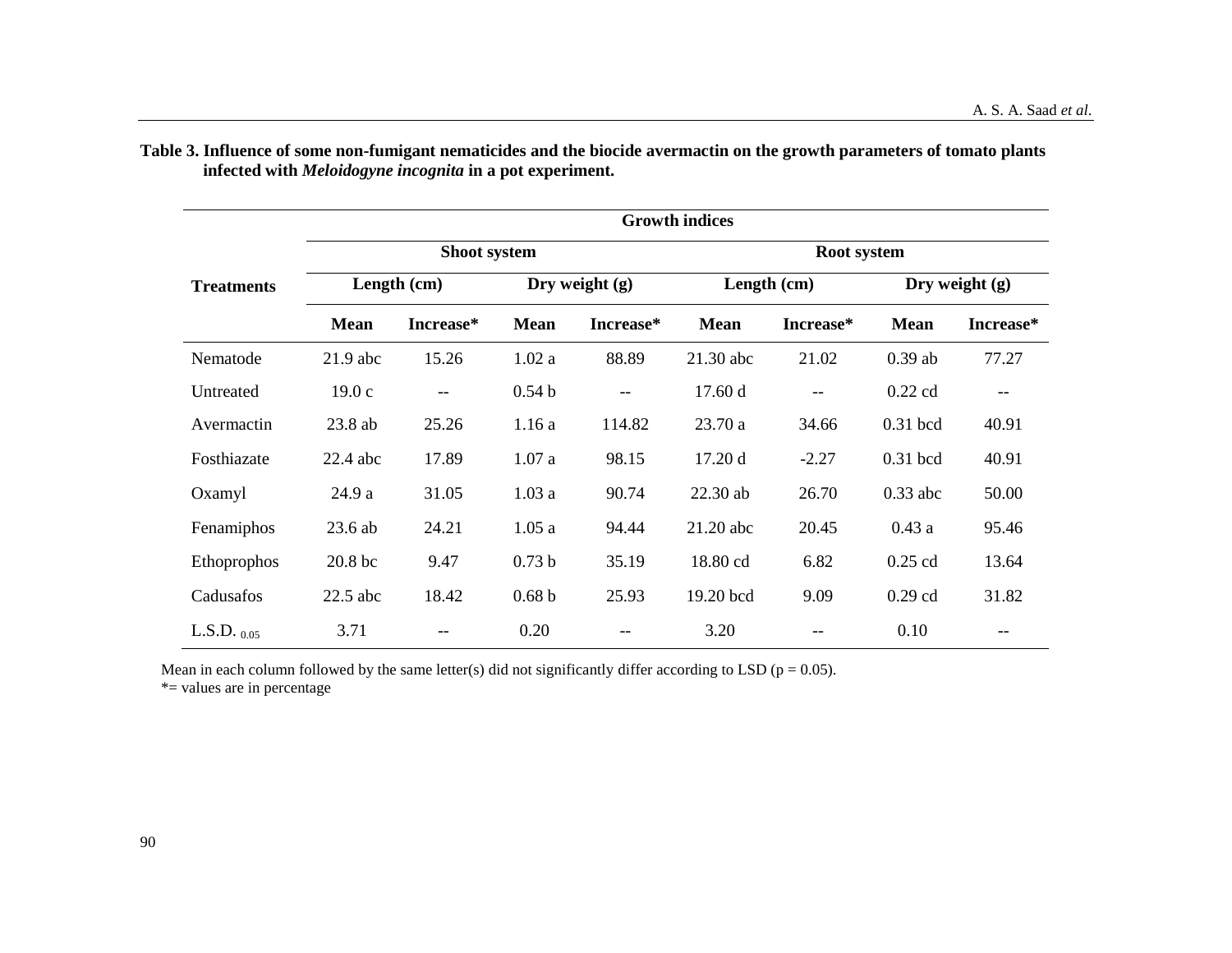**Table 3. Influence of some non-fumigant nematicides and the biocide avermactin on the growth parameters of tomato plants infected with *Meloidogyne incognita* in a pot experiment.**

| Treatments | Growth indices | | | | | | | |
|---|---|---|---|---|---|---|---|---|
| | Shoot system | | | | Root system | | | |
| | Length (cm) | | Dry weight (g) | | Length (cm) | | Dry weight (g) | |
| | Mean | Increase* | Mean | Increase* | Mean | Increase* | Mean | Increase* |
| Nematode | 21.9 abc | 15.26 | 1.02 a | 88.89 | 21.30 abc | 21.02 | 0.39 ab | 77.27 |
| Untreated | 19.0 c | -- | 0.54 b | -- | 17.60 d | -- | 0.22 cd | -- |
| Avermactin | 23.8 ab | 25.26 | 1.16 a | 114.82 | 23.70 a | 34.66 | 0.31 bcd | 40.91 |
| Fosthiazate | 22.4 abc | 17.89 | 1.07 a | 98.15 | 17.20 d | -2.27 | 0.31 bcd | 40.91 |
| Oxamyl | 24.9 a | 31.05 | 1.03 a | 90.74 | 22.30 ab | 26.70 | 0.33 abc | 50.00 |
| Fenamiphos | 23.6 ab | 24.21 | 1.05 a | 94.44 | 21.20 abc | 20.45 | 0.43 a | 95.46 |
| Ethoprophos | 20.8 bc | 9.47 | 0.73 b | 35.19 | 18.80 cd | 6.82 | 0.25 cd | 13.64 |
| Cadusafos | 22.5 abc | 18.42 | 0.68 b | 25.93 | 19.20 bcd | 9.09 | 0.29 cd | 31.82 |
| L.S.D. $_{0.05}$ | 3.71 | -- | 0.20 | -- | 3.20 | -- | 0.10 | -- |

Mean in each column followed by the same letter(s) did not significantly differ according to LSD ($p = 0.05$).
*= values are in percentage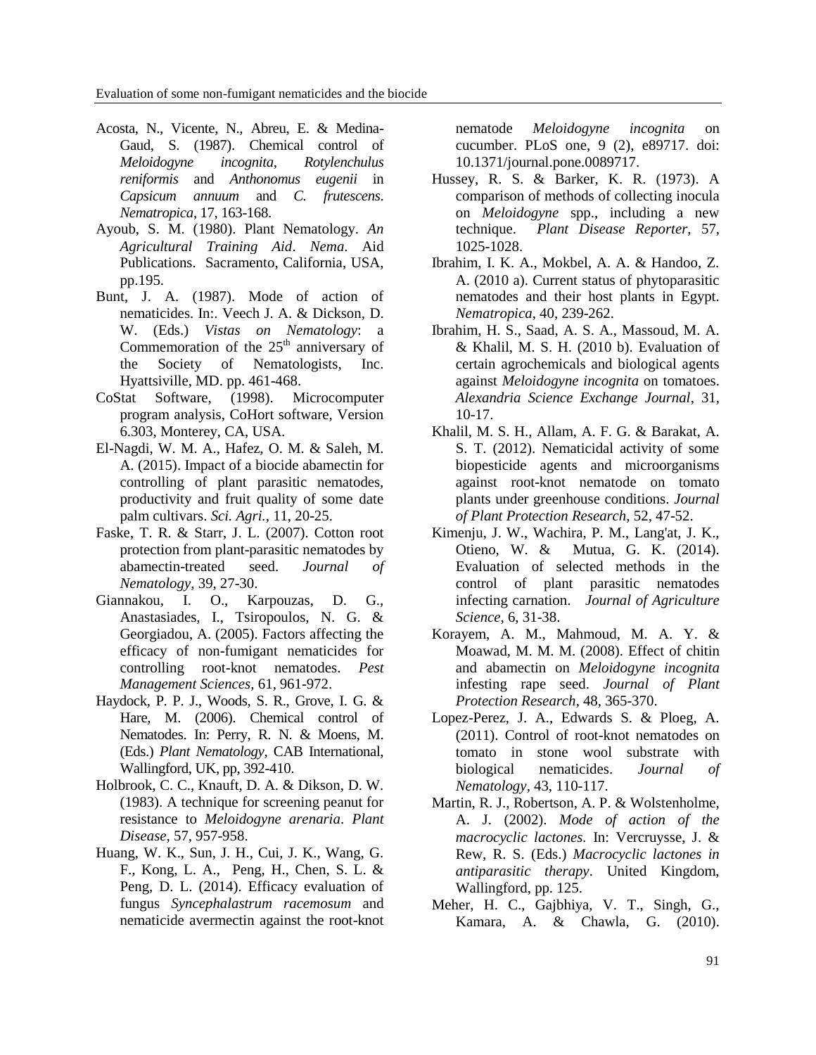Acosta, N., Vicente, N., Abreu, E. & Medina-Gaud, S. (1987). Chemical control of *Meloidogyne incognita, Rotylenchulus reniformis* and *Anthonomus eugenii* in *Capsicum annuum* and *C. frutescens*. *Nematropica*, 17, 163-168.

Ayoub, S. M. (1980). Plant Nematology. *An Agricultural Training Aid*. *Nema*. Aid Publications. Sacramento, California, USA, pp.195.

Bunt, J. A. (1987). Mode of action of nematicides. In:. Veech J. A. & Dickson, D. W. (Eds.) *Vistas on Nematology*: a Commemoration of the 25th anniversary of the Society of Nematologists, Inc. Hyattsiville, MD. pp. 461-468.

CoStat Software, (1998). Microcomputer program analysis, CoHort software, Version 6.303, Monterey, CA, USA.

El-Nagdi, W. M. A., Hafez, O. M. & Saleh, M. A. (2015). Impact of a biocide abamectin for controlling of plant parasitic nematodes, productivity and fruit quality of some date palm cultivars. *Sci. Agri.*, 11, 20-25.

Faske, T. R. & Starr, J. L. (2007). Cotton root protection from plant-parasitic nematodes by abamectin-treated seed. *Journal of Nematology*, 39, 27-30.

Giannakou, I. O., Karpouzas, D. G., Anastasiades, I., Tsiropoulos, N. G. & Georgiadou, A. (2005). Factors affecting the efficacy of non-fumigant nematicides for controlling root-knot nematodes. *Pest Management Sciences*, 61, 961-972.

Haydock, P. P. J., Woods, S. R., Grove, I. G. & Hare, M. (2006). Chemical control of Nematodes. In: Perry, R. N. & Moens, M. (Eds.) *Plant Nematology*, CAB International, Wallingford, UK, pp, 392-410.

Holbrook, C. C., Knauft, D. A. & Dikson, D. W. (1983). A technique for screening peanut for resistance to *Meloidogyne arenaria*. *Plant Disease*, 57, 957-958.

Huang, W. K., Sun, J. H., Cui, J. K., Wang, G. F., Kong, L. A., Peng, H., Chen, S. L. & Peng, D. L. (2014). Efficacy evaluation of fungus *Syncephalastrum racemosum* and nematicide avermectin against the root-knot nematode *Meloidogyne incognita* on cucumber. PLoS one, 9 (2), e89717. doi: 10.1371/journal.pone.0089717.

Hussey, R. S. & Barker, K. R. (1973). A comparison of methods of collecting inocula on *Meloidogyne* spp., including a new technique. *Plant Disease Reporter*, 57, 1025-1028.

Ibrahim, I. K. A., Mokbel, A. A. & Handoo, Z. A. (2010 a). Current status of phytoparasitic nematodes and their host plants in Egypt. *Nematropica*, 40, 239-262.

Ibrahim, H. S., Saad, A. S. A., Massoud, M. A. & Khalil, M. S. H. (2010 b). Evaluation of certain agrochemicals and biological agents against *Meloidogyne incognita* on tomatoes. *Alexandria Science Exchange Journal*, 31, 10-17.

Khalil, M. S. H., Allam, A. F. G. & Barakat, A. S. T. (2012). Nematicidal activity of some biopesticide agents and microorganisms against root-knot nematode on tomato plants under greenhouse conditions. *Journal of Plant Protection Research*, 52, 47-52.

Kimenju, J. W., Wachira, P. M., Lang'at, J. K., Otieno, W. & Mutua, G. K. (2014). Evaluation of selected methods in the control of plant parasitic nematodes infecting carnation. *Journal of Agriculture Science*, 6, 31-38.

Korayem, A. M., Mahmoud, M. A. Y. & Moawad, M. M. M. (2008). Effect of chitin and abamectin on *Meloidogyne incognita* infesting rape seed. *Journal of Plant Protection Research*, 48, 365-370.

Lopez-Perez, J. A., Edwards S. & Ploeg, A. (2011). Control of root-knot nematodes on tomato in stone wool substrate with biological nematicides. *Journal of Nematology*, 43, 110-117.

Martin, R. J., Robertson, A. P. & Wolstenholme, A. J. (2002). *Mode of action of the macrocyclic lactones.* In: Vercruysse, J. & Rew, R. S. (Eds.) *Macrocyclic lactones in antiparasitic therapy*. United Kingdom, Wallingford, pp. 125.

Meher, H. C., Gajbhiya, V. T., Singh, G., Kamara, A. & Chawla, G. (2010).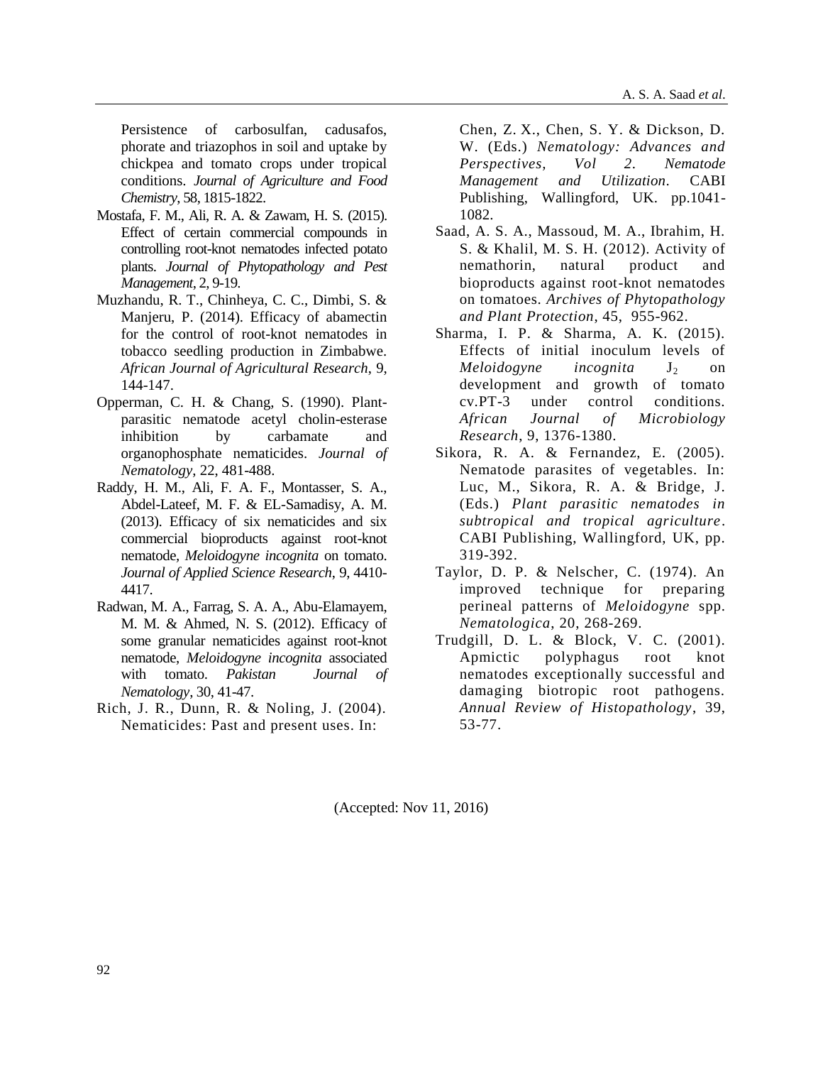Persistence of carbosulfan, cadusafos, phorate and triazophos in soil and uptake by chickpea and tomato crops under tropical conditions. *Journal of Agriculture and Food Chemistry*, 58, 1815-1822.

Mostafa, F. M., Ali, R. A. & Zawam, H. S. (2015). Effect of certain commercial compounds in controlling root-knot nematodes infected potato plants. *Journal of Phytopathology and Pest Management*, 2, 9-19.

Muzhandu, R. T., Chinheya, C. C., Dimbi, S. & Manjeru, P. (2014). Efficacy of abamectin for the control of root-knot nematodes in tobacco seedling production in Zimbabwe. *African Journal of Agricultural Research*, 9, 144-147.

Opperman, C. H. & Chang, S. (1990). Plant-parasitic nematode acetyl cholin-esterase inhibition by carbamate and organophosphate nematicides. *Journal of Nematology*, 22, 481-488.

Raddy, H. M., Ali, F. A. F., Montasser, S. A., Abdel-Lateef, M. F. & EL-Samadisy, A. M. (2013). Efficacy of six nematicides and six commercial bioproducts against root-knot nematode, *Meloidogyne incognita* on tomato. *Journal of Applied Science Research*, 9, 4410-4417.

Radwan, M. A., Farrag, S. A. A., Abu-Elamayem, M. M. & Ahmed, N. S. (2012). Efficacy of some granular nematicides against root-knot nematode, *Meloidogyne incognita* associated with tomato. *Pakistan Journal of Nematology*, 30, 41-47.

Rich, J. R., Dunn, R. & Noling, J. (2004). Nematicides: Past and present uses. In: Chen, Z. X., Chen, S. Y. & Dickson, D. W. (Eds.) *Nematology: Advances and Perspectives, Vol 2. Nematode Management and Utilization*. CABI Publishing, Wallingford, UK. pp.1041-1082.

Saad, A. S. A., Massoud, M. A., Ibrahim, H. S. & Khalil, M. S. H. (2012). Activity of nemathorin, natural product and bioproducts against root-knot nematodes on tomatoes. *Archives of Phytopathology and Plant Protection*, 45, 955-962.

Sharma, I. P. & Sharma, A. K. (2015). Effects of initial inoculum levels of *Meloidogyne incognita* $J_2$ on development and growth of tomato cv.PT-3 under control conditions. *African Journal of Microbiology Research*, 9, 1376-1380.

Sikora, R. A. & Fernandez, E. (2005). Nematode parasites of vegetables. In: Luc, M., Sikora, R. A. & Bridge, J. (Eds.) *Plant parasitic nematodes in subtropical and tropical agriculture*. CABI Publishing, Wallingford, UK, pp. 319-392.

Taylor, D. P. & Nelscher, C. (1974). An improved technique for preparing perineal patterns of *Meloidogyne* spp. *Nematologica*, 20, 268-269.

Trudgill, D. L. & Block, V. C. (2001). Apmictic polyphagus root knot nematodes exceptionally successful and damaging biotropic root pathogens. *Annual Review of Histopathology*, 39, 53-77.

(Accepted: Nov 11, 2016)